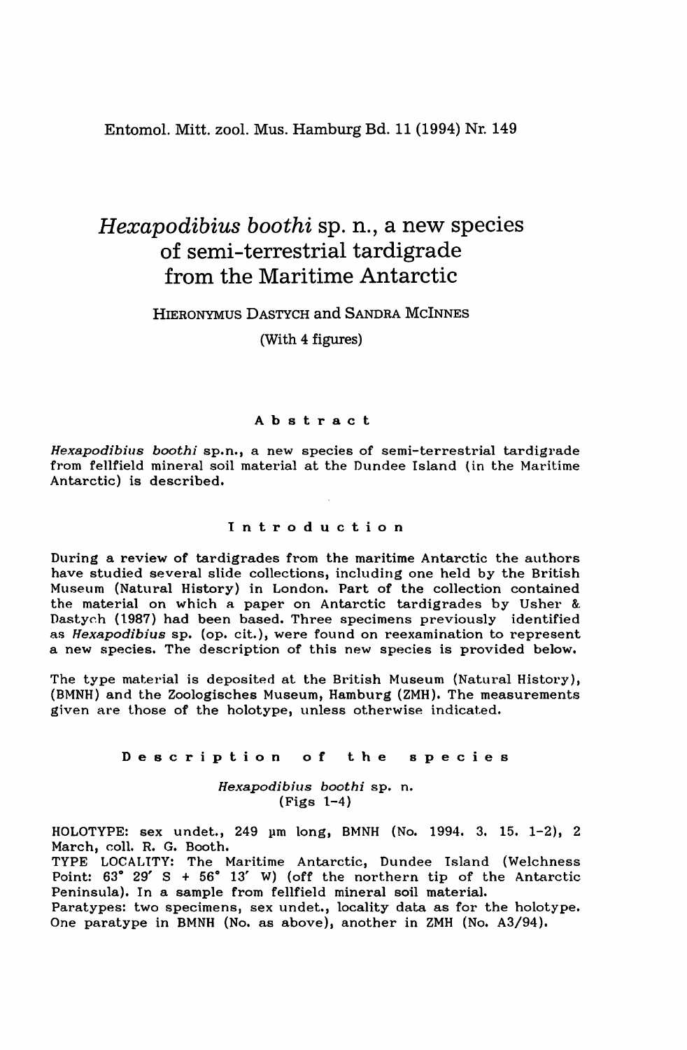Entomol. Mitt. zool. Mus. Hamburg Bd. 11 (1994) Nr. 149

# *Hexapodibius boothi* sp. n., a new species of semi-terrestrial tardigrade from the Maritime Antarctic

HIERONYMUS DASTYCH and SANDRA MCINNES

(With 4 figures)

## Abstract

*Hexapodibius boothi* sp.n., a new species of semi-terrestrial tardigrade from fellfield mineral soil material at the Dundee Island (in the Maritime Antarctic) is described.

## Introduction

During a review of tardigrades from the maritime Antarctic the authors have studied several slide collections, including one held by the British Museum (Natural History) in London. Part of the collection contained the material on which a paper on Antarctic tardigrades by Usher & Dastych (1987) had been based. Three specimens previously identified as *Hexapodibius* sp. (op. cit.), were found on reexamination to represent a new species. The description of this new species is provided below.

The type material is deposited at the British Museum (Natural History), (BMNH) and the Zoologisches Museum, Hamburg (ZMH). The measurements given are those of the holotype, unless otherwise indicated.

## Description of the species

*Hexapodibius boothi* sp. n.
(Figs 1-4)

HOLOTYPE: sex undet., 249 µm long, BMNH (No. 1994. 3. 15. 1-2), 2 March, coll. R. G. Booth.

TYPE LOCALITY: The Maritime Antarctic, Dundee Island (Welchness Point: 63° 29′ S + 56° 13′ W) (off the northern tip of the Antarctic Peninsula). In a sample from fellfield mineral soil material.

Paratypes: two specimens, sex undet., locality data as for the holotype. One paratype in BMNH (No. as above), another in ZMH (No. A3/94).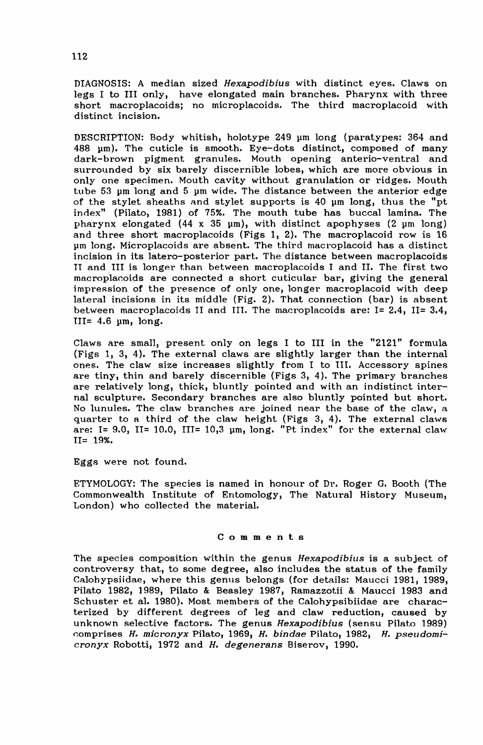DIAGNOSIS: A median sized *Hexapodibius* with distinct eyes. Claws on legs I to III only, have elongated main branches. Pharynx with three short macroplacoids; no microplacoids. The third macroplacoid with distinct incision.

DESCRIPTION: Body whitish, holotype 249 µm long (paratypes: 364 and 488 µm). The cuticle is smooth. Eye-dots distinct, composed of many dark-brown pigment granules. Mouth opening anterio-ventral and surrounded by six barely discernible lobes, which are more obvious in only one specimen. Mouth cavity without granulation or ridges. Mouth tube 53 µm long and 5 µm wide. The distance between the anterior edge of the stylet sheaths and stylet supports is 40 µm long, thus the "pt index" (Pilato, 1981) of 75%. The mouth tube has buccal lamina. The pharynx elongated (44 x 35 µm), with distinct apophyses (2 µm long) and three short macroplacoids (Figs 1, 2). The macroplacoid row is 16 µm long. Microplacoids are absent. The third macroplacoid has a distinct incision in its latero-posterior part. The distance between macroplacoids II and III is longer than between macroplacoids I and II. The first two macroplacoids are connected a short cuticular bar, giving the general impression of the presence of only one, longer macroplacoid with deep lateral incisions in its middle (Fig. 2). That connection (bar) is absent between macroplacoids II and III. The macroplacoids are: I= 2.4, II= 3.4, III= 4.6 µm, long.

Claws are small, present only on legs I to III in the "2121" formula (Figs 1, 3, 4). The external claws are slightly larger than the internal ones. The claw size increases slightly from I to III. Accessory spines are tiny, thin and barely discernible (Figs 3, 4). The primary branches are relatively long, thick, bluntly pointed and with an indistinct internal sculpture. Secondary branches are also bluntly pointed but short. No lunules. The claw branches are joined near the base of the claw, a quarter to a third of the claw height (Figs 3, 4). The external claws are: I= 9.0, II= 10.0, III= 10,3 µm, long. "Pt index" for the external claw II= 19%.

Eggs were not found.

ETYMOLOGY: The species is named in honour of Dr. Roger G. Booth (The Commonwealth Institute of Entomology, The Natural History Museum, London) who collected the material.

## Comments

The species composition within the genus *Hexapodibius* is a subject of controversy that, to some degree, also includes the status of the family Calohypsiidae, where this genus belongs (for details: Maucci 1981, 1989, Pilato 1982, 1989, Pilato & Beasley 1987, Ramazzotii & Maucci 1983 and Schuster et al. 1980). Most members of the Calohypsibiidae are characterized by different degrees of leg and claw reduction, caused by unknown selective factors. The genus *Hexapodibius* (sensu Pilato 1989) comprises *H. micronyx* Pilato, 1969, *H. bindae* Pilato, 1982, *H. pseudomicronyx* Robotti, 1972 and *H. degenerans* Biserov, 1990.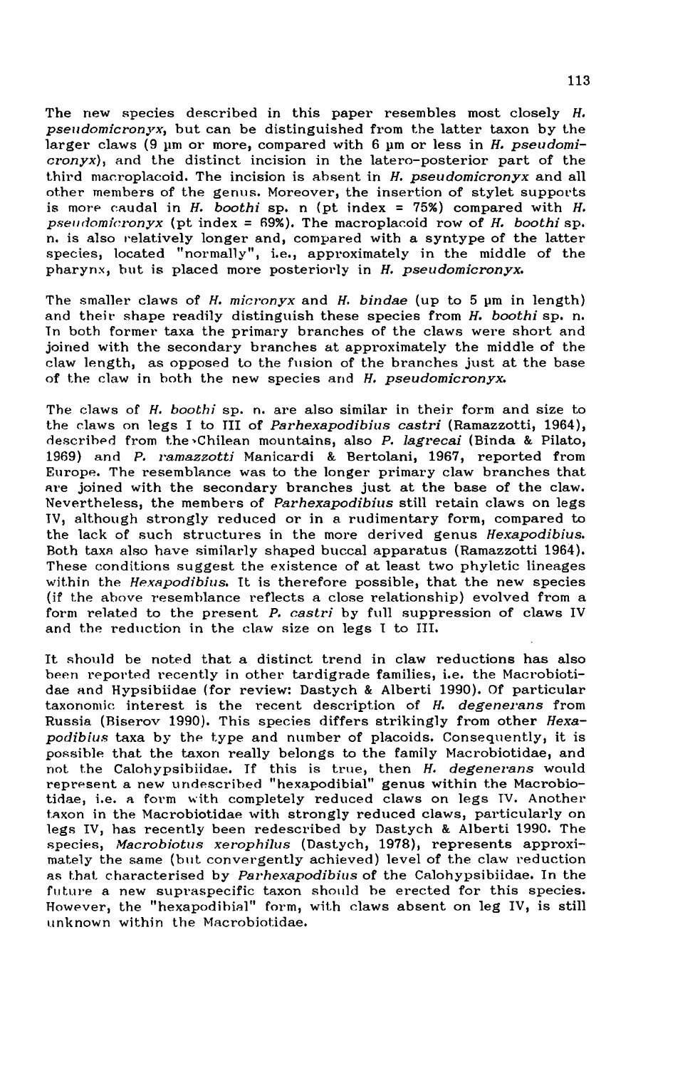The new species described in this paper resembles most closely *H. pseudomicronyx*, but can be distinguished from the latter taxon by the larger claws (9 µm or more, compared with 6 µm or less in *H. pseudomicronyx*), and the distinct incision in the latero-posterior part of the third macroplacoid. The incision is absent in *H. pseudomicronyx* and all other members of the genus. Moreover, the insertion of stylet supports is more caudal in *H. boothi* sp. n (pt index = 75%) compared with *H. pseudomicronyx* (pt index = 69%). The macroplacoid row of *H. boothi* sp. n. is also relatively longer and, compared with a syntype of the latter species, located "normally", i.e., approximately in the middle of the pharynx, but is placed more posteriorly in *H. pseudomicronyx*.

The smaller claws of *H. micronyx* and *H. bindae* (up to 5 µm in length) and their shape readily distinguish these species from *H. boothi* sp. n. In both former taxa the primary branches of the claws were short and joined with the secondary branches at approximately the middle of the claw length, as opposed to the fusion of the branches just at the base of the claw in both the new species and *H. pseudomicronyx*.

The claws of *H. boothi* sp. n. are also similar in their form and size to the claws on legs I to III of *Parhexapodibius castri* (Ramazzotti, 1964), described from the Chilean mountains, also *P. lagrecai* (Binda & Pilato, 1969) and *P. ramazzotti* Manicardi & Bertolani, 1967, reported from Europe. The resemblance was to the longer primary claw branches that are joined with the secondary branches just at the base of the claw. Nevertheless, the members of *Parhexapodibius* still retain claws on legs IV, although strongly reduced or in a rudimentary form, compared to the lack of such structures in the more derived genus *Hexapodibius*. Both taxa also have similarly shaped buccal apparatus (Ramazzotti 1964). These conditions suggest the existence of at least two phyletic lineages within the *Hexapodibius*. It is therefore possible, that the new species (if the above resemblance reflects a close relationship) evolved from a form related to the present *P. castri* by full suppression of claws IV and the reduction in the claw size on legs I to III.

It should be noted that a distinct trend in claw reductions has also been reported recently in other tardigrade families, i.e. the Macrobiotidae and Hypsibiidae (for review: Dastych & Alberti 1990). Of particular taxonomic interest is the recent description of *H. degenerans* from Russia (Biserov 1990). This species differs strikingly from other *Hexapodibius* taxa by the type and number of placoids. Consequently, it is possible that the taxon really belongs to the family Macrobiotidae, and not the Calohypsibiidae. If this is true, then *H. degenerans* would represent a new undescribed "hexapodibial" genus within the Macrobiotidae, i.e. a form with completely reduced claws on legs IV. Another taxon in the Macrobiotidae with strongly reduced claws, particularly on legs IV, has recently been redescribed by Dastych & Alberti 1990. The species, *Macrobiotus xerophilus* (Dastych, 1978), represents approximately the same (but convergently achieved) level of the claw reduction as that characterised by *Parhexapodibius* of the Calohypsibiidae. In the future a new supraspecific taxon should be erected for this species. However, the "hexapodibial" form, with claws absent on leg IV, is still unknown within the Macrobiotidae.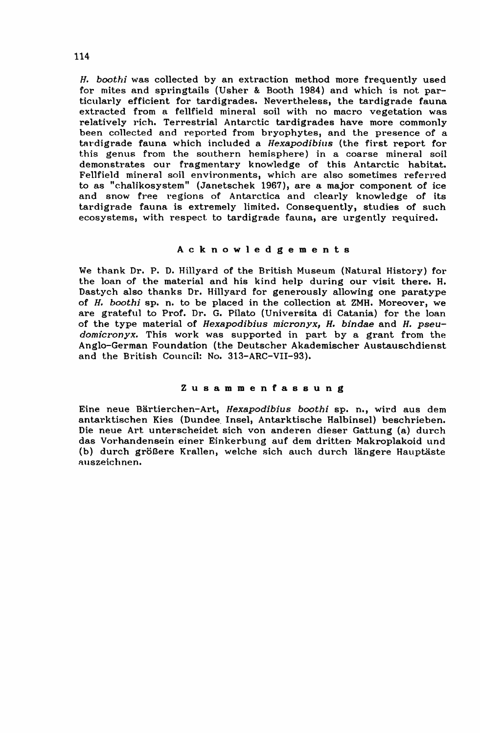*H. boothi* was collected by an extraction method more frequently used for mites and springtails (Usher & Booth 1984) and which is not particularly efficient for tardigrades. Nevertheless, the tardigrade fauna extracted from a fellfield mineral soil with no macro vegetation was relatively rich. Terrestrial Antarctic tardigrades have more commonly been collected and reported from bryophytes, and the presence of a tardigrade fauna which included a *Hexapodibius* (the first report for this genus from the southern hemisphere) in a coarse mineral soil demonstrates our fragmentary knowledge of this Antarctic habitat. Fellfield mineral soil environments, which are also sometimes referred to as "chalikosystem" (Janetschek 1967), are a major component of ice and snow free regions of Antarctica and clearly knowledge of its tardigrade fauna is extremely limited. Consequently, studies of such ecosystems, with respect to tardigrade fauna, are urgently required.

## Acknowledgements

We thank Dr. P. D. Hillyard of the British Museum (Natural History) for the loan of the material and his kind help during our visit there. H. Dastych also thanks Dr. Hillyard for generously allowing one paratype of *H. boothi* sp. n. to be placed in the collection at ZMH. Moreover, we are grateful to Prof. Dr. G. Pilato (Universita di Catania) for the loan of the type material of *Hexapodibius micronyx*, *H. bindae* and *H. pseudomicronyx*. This work was supported in part by a grant from the Anglo-German Foundation (the Deutscher Akademischer Austauschdienst and the British Council: No. 313-ARC-VII-93).

## Zusammenfassung

Eine neue Bärtierchen-Art, *Hexapodibius boothi* sp. n., wird aus dem antarktischen Kies (Dundee Insel, Antarktische Halbinsel) beschrieben. Die neue Art unterscheidet sich von anderen dieser Gattung (a) durch das Vorhandensein einer Einkerbung auf dem dritten Makroplakoid und (b) durch größere Krallen, welche sich auch durch längere Hauptäste auszeichnen.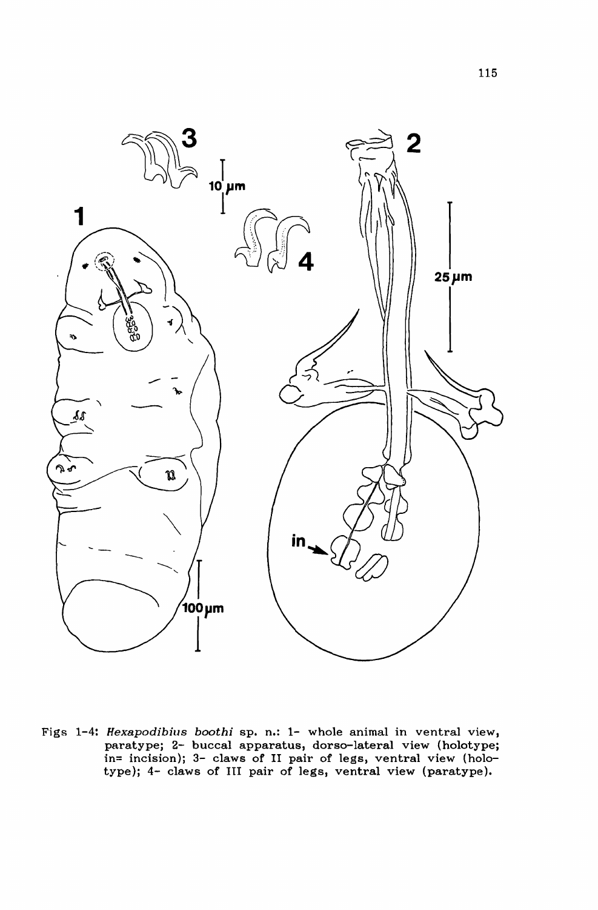Figs 1-4: *Hexapodibius boothi* sp. n.: 1- whole animal in ventral view, paratype; 2- buccal apparatus, dorso-lateral view (holotype; in= incision); 3- claws of II pair of legs, ventral view (holotype); 4- claws of III pair of legs, ventral view (paratype).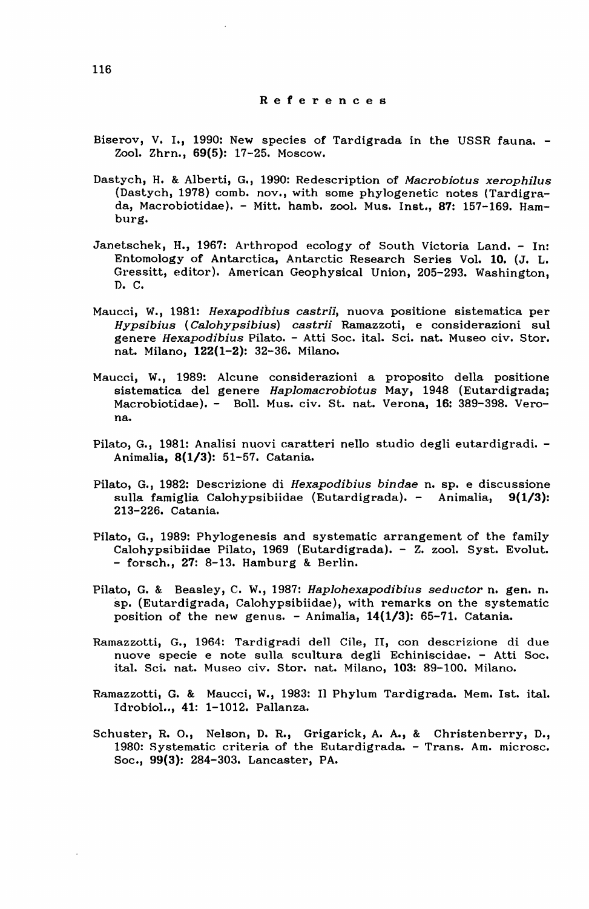## References

Biserov, V. I., 1990: New species of Tardigrada in the USSR fauna. - Zool. Zhrn., **69(5)**: 17-25. Moscow.

Dastych, H. & Alberti, G., 1990: Redescription of *Macrobiotus xerophilus* (Dastych, 1978) comb. nov., with some phylogenetic notes (Tardigrada, Macrobiotidae). - Mitt. hamb. zool. Mus. Inst., **87**: 157-169. Hamburg.

Janetschek, H., 1967: Arthropod ecology of South Victoria Land. - In: Entomology of Antarctica, Antarctic Research Series Vol. **10**. (J. L. Gressitt, editor). American Geophysical Union, 205-293. Washington, D. C.

Maucci, W., 1981: *Hexapodibius castrii*, nuova positione sistematica per *Hypsibius* (*Calohypsibius*) *castrii* Ramazzoti, e considerazioni sul genere *Hexapodibius* Pilato. - Atti Soc. ital. Sci. nat. Museo civ. Stor. nat. Milano, **122(1-2)**: 32-36. Milano.

Maucci, W., 1989: Alcune considerazioni a proposito della positione sistematica del genere *Haplomacrobiotus* May, 1948 (Eutardigrada; Macrobiotidae). - Boll. Mus. civ. St. nat. Verona, **16**: 389-398. Verona.

Pilato, G., 1981: Analisi nuovi caratteri nello studio degli eutardigradi. - Animalia, **8(1/3)**: 51-57. Catania.

Pilato, G., 1982: Descrizione di *Hexapodibius bindae* n. sp. e discussione sulla famiglia Calohypsibiidae (Eutardigrada). - Animalia, **9(1/3)**: 213-226. Catania.

Pilato, G., 1989: Phylogenesis and systematic arrangement of the family Calohypsibiidae Pilato, 1969 (Eutardigrada). - Z. zool. Syst. Evolut. - forsch., **27**: 8-13. Hamburg & Berlin.

Pilato, G. & Beasley, C. W., 1987: *Haplohexapodibius seductor* n. gen. n. sp. (Eutardigrada, Calohypsibiidae), with remarks on the systematic position of the new genus. - Animalia, **14(1/3)**: 65-71. Catania.

Ramazzotti, G., 1964: Tardigradi dell Cile, II, con descrizione di due nuove specie e note sulla scultura degli Echiniscidae. - Atti Soc. ital. Sci. nat. Museo civ. Stor. nat. Milano, **103**: 89-100. Milano.

Ramazzotti, G. & Maucci, W., 1983: Il Phylum Tardigrada. Mem. Ist. ital. Idrobiol.., **41**: 1-1012. Pallanza.

Schuster, R. O., Nelson, D. R., Grigarick, A. A., & Christenberry, D., 1980: Systematic criteria of the Eutardigrada. - Trans. Am. microsc. Soc., **99(3)**: 284-303. Lancaster, PA.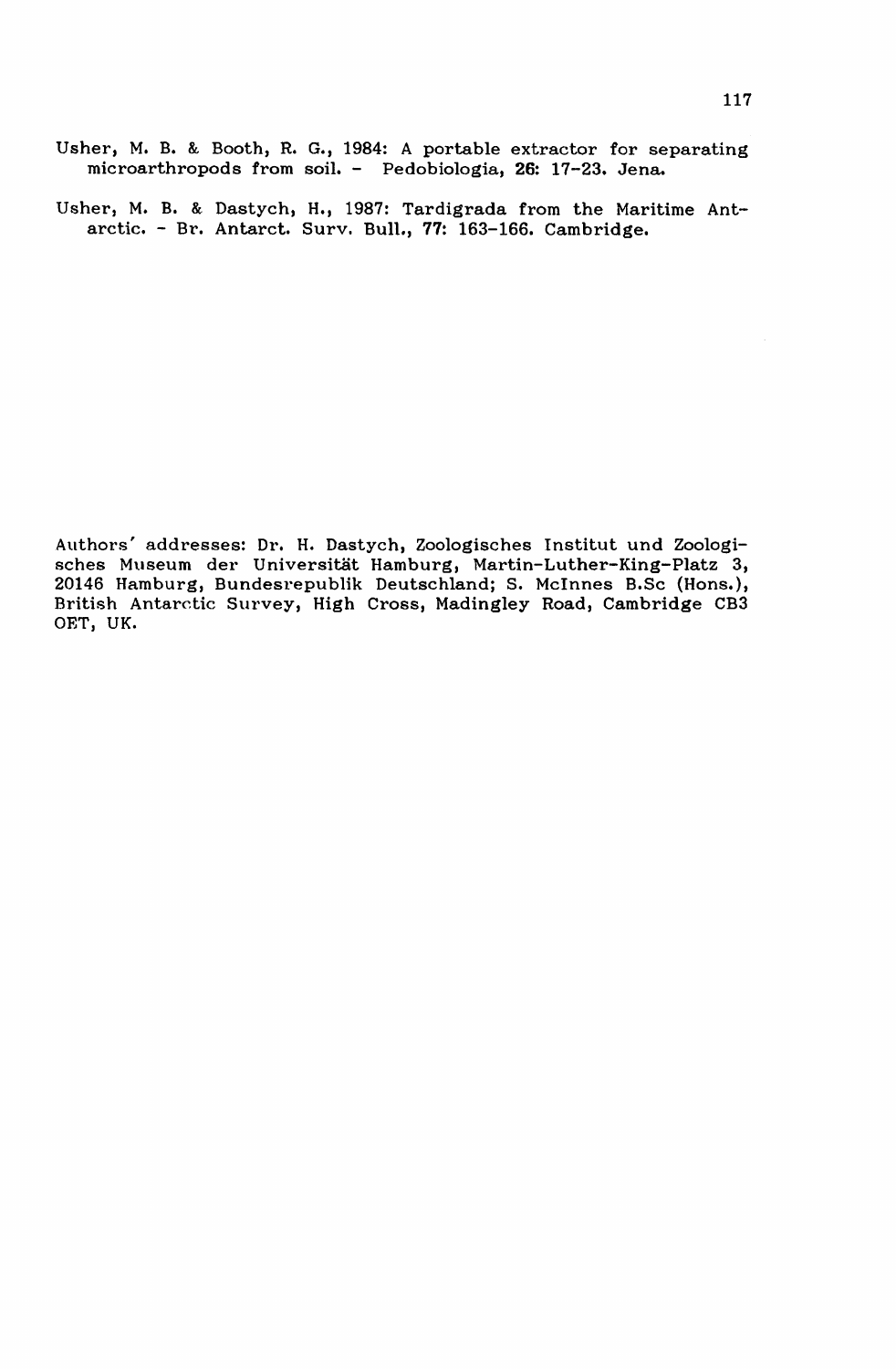Usher, M. B. & Booth, R. G., 1984: A portable extractor for separating microarthropods from soil. - Pedobiologia, **26**: 17-23. Jena.

Usher, M. B. & Dastych, H., 1987: Tardigrada from the Maritime Antarctic. - Br. Antarct. Surv. Bull., **77**: 163-166. Cambridge.

Authors' addresses: Dr. H. Dastych, Zoologisches Institut und Zoologisches Museum der Universität Hamburg, Martin-Luther-King-Platz 3, 20146 Hamburg, Bundesrepublik Deutschland; S. McInnes B.Sc (Hons.), British Antarctic Survey, High Cross, Madingley Road, Cambridge CB3 OET, UK.